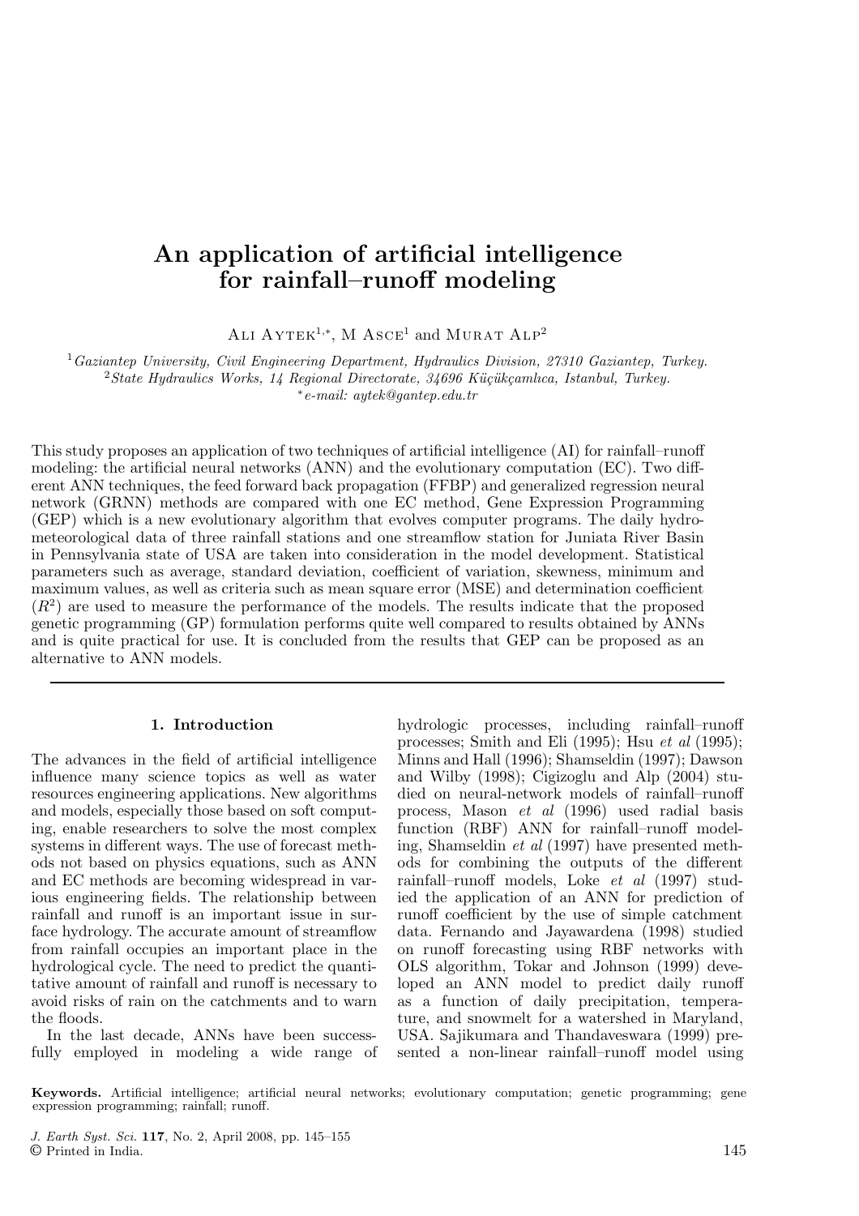# An application of artificial intelligence for rainfall–runoff modeling

Ali Aytek[1,*], M Asce[1] and Murat Alp[2]

[1] *Gaziantep University, Civil Engineering Department, Hydraulics Division, 27310 Gaziantep, Turkey.*
[2] *State Hydraulics Works, 14 Regional Directorate, 34696 Küçükçamlıca, Istanbul, Turkey.*
[*] *e-mail: aytek@gantep.edu.tr*

This study proposes an application of two techniques of artificial intelligence (AI) for rainfall–runoff modeling: the artificial neural networks (ANN) and the evolutionary computation (EC). Two different ANN techniques, the feed forward back propagation (FFBP) and generalized regression neural network (GRNN) methods are compared with one EC method, Gene Expression Programming (GEP) which is a new evolutionary algorithm that evolves computer programs. The daily hydrometeorological data of three rainfall stations and one streamflow station for Juniata River Basin in Pennsylvania state of USA are taken into consideration in the model development. Statistical parameters such as average, standard deviation, coefficient of variation, skewness, minimum and maximum values, as well as criteria such as mean square error (MSE) and determination coefficient ($R^2$) are used to measure the performance of the models. The results indicate that the proposed genetic programming (GP) formulation performs quite well compared to results obtained by ANNs and is quite practical for use. It is concluded from the results that GEP can be proposed as an alternative to ANN models.

## 1. Introduction

The advances in the field of artificial intelligence influence many science topics as well as water resources engineering applications. New algorithms and models, especially those based on soft computing, enable researchers to solve the most complex systems in different ways. The use of forecast methods not based on physics equations, such as ANN and EC methods are becoming widespread in various engineering fields. The relationship between rainfall and runoff is an important issue in surface hydrology. The accurate amount of streamflow from rainfall occupies an important place in the hydrological cycle. The need to predict the quantitative amount of rainfall and runoff is necessary to avoid risks of rain on the catchments and to warn the floods.

In the last decade, ANNs have been successfully employed in modeling a wide range of hydrologic processes, including rainfall–runoff processes; Smith and Eli (1995); Hsu *et al* (1995); Minns and Hall (1996); Shamseldin (1997); Dawson and Wilby (1998); Cigizoglu and Alp (2004) studied on neural-network models of rainfall–runoff process, Mason *et al* (1996) used radial basis function (RBF) ANN for rainfall–runoff modeling, Shamseldin *et al* (1997) have presented methods for combining the outputs of the different rainfall–runoff models, Loke *et al* (1997) studied the application of an ANN for prediction of runoff coefficient by the use of simple catchment data. Fernando and Jayawardena (1998) studied on runoff forecasting using RBF networks with OLS algorithm, Tokar and Johnson (1999) developed an ANN model to predict daily runoff as a function of daily precipitation, temperature, and snowmelt for a watershed in Maryland, USA. Sajikumara and Thandaveswara (1999) presented a non-linear rainfall–runoff model using

**Keywords.** Artificial intelligence; artificial neural networks; evolutionary computation; genetic programming; gene expression programming; rainfall; runoff.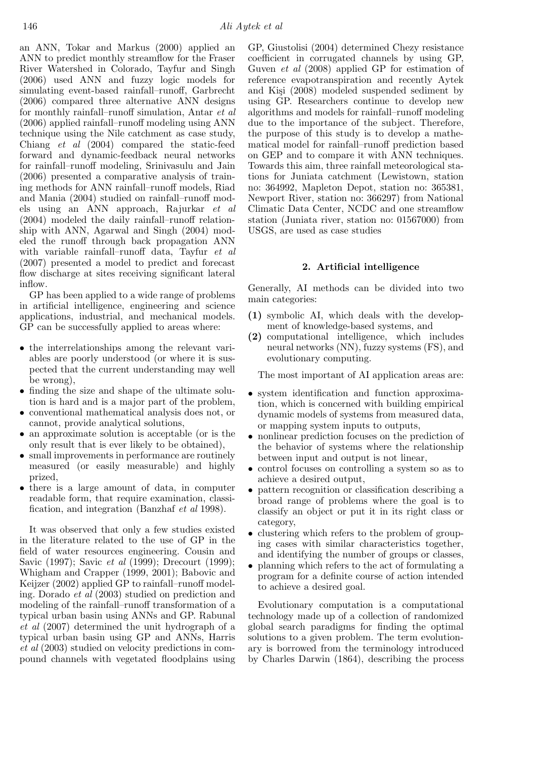an ANN, Tokar and Markus (2000) applied an ANN to predict monthly streamflow for the Fraser River Watershed in Colorado, Tayfur and Singh (2006) used ANN and fuzzy logic models for simulating event-based rainfall–runoff, Garbrecht (2006) compared three alternative ANN designs for monthly rainfall–runoff simulation, Antar *et al* (2006) applied rainfall–runoff modeling using ANN technique using the Nile catchment as case study, Chiang *et al* (2004) compared the static-feed forward and dynamic-feedback neural networks for rainfall–runoff modeling, Srinivasulu and Jain (2006) presented a comparative analysis of training methods for ANN rainfall–runoff models, Riad and Mania (2004) studied on rainfall–runoff models using an ANN approach, Rajurkar *et al* (2004) modeled the daily rainfall–runoff relationship with ANN, Agarwal and Singh (2004) modeled the runoff through back propagation ANN with variable rainfall–runoff data, Tayfur *et al* (2007) presented a model to predict and forecast flow discharge at sites receiving significant lateral inflow.

GP has been applied to a wide range of problems in artificial intelligence, engineering and science applications, industrial, and mechanical models. GP can be successfully applied to areas where:

- the interrelationships among the relevant variables are poorly understood (or where it is suspected that the current understanding may well be wrong),
- finding the size and shape of the ultimate solution is hard and is a major part of the problem,
- conventional mathematical analysis does not, or cannot, provide analytical solutions,
- an approximate solution is acceptable (or is the only result that is ever likely to be obtained),
- small improvements in performance are routinely measured (or easily measurable) and highly prized,
- there is a large amount of data, in computer readable form, that require examination, classification, and integration (Banzhaf *et al* 1998).

It was observed that only a few studies existed in the literature related to the use of GP in the field of water resources engineering. Cousin and Savic (1997); Savic *et al* (1999); Drecourt (1999); Whigham and Crapper (1999, 2001); Babovic and Keijzer (2002) applied GP to rainfall–runoff modeling. Dorado *et al* (2003) studied on prediction and modeling of the rainfall–runoff transformation of a typical urban basin using ANNs and GP. Rabunal *et al* (2007) determined the unit hydrograph of a typical urban basin using GP and ANNs, Harris *et al* (2003) studied on velocity predictions in compound channels with vegetated floodplains using GP, Giustolisi (2004) determined Chezy resistance coefficient in corrugated channels by using GP, Guven *et al* (2008) applied GP for estimation of reference evapotranspiration and recently Aytek and Kişi (2008) modeled suspended sediment by using GP. Researchers continue to develop new algorithms and models for rainfall–runoff modeling due to the importance of the subject. Therefore, the purpose of this study is to develop a mathematical model for rainfall–runoff prediction based on GEP and to compare it with ANN techniques. Towards this aim, three rainfall meteorological stations for Juniata catchment (Lewistown, station no: 364992, Mapleton Depot, station no: 365381, Newport River, station no: 366297) from National Climatic Data Center, NCDC and one streamflow station (Juniata river, station no: 01567000) from USGS, are used as case studies

## 2. Artificial intelligence

Generally, AI methods can be divided into two main categories:

**(1)** symbolic AI, which deals with the development of knowledge-based systems, and
**(2)** computational intelligence, which includes neural networks (NN), fuzzy systems (FS), and evolutionary computing.

The most important of AI application areas are:

- system identification and function approximation, which is concerned with building empirical dynamic models of systems from measured data, or mapping system inputs to outputs,
- nonlinear prediction focuses on the prediction of the behavior of systems where the relationship between input and output is not linear,
- control focuses on controlling a system so as to achieve a desired output,
- pattern recognition or classification describing a broad range of problems where the goal is to classify an object or put it in its right class or category,
- clustering which refers to the problem of grouping cases with similar characteristics together, and identifying the number of groups or classes,
- planning which refers to the act of formulating a program for a definite course of action intended to achieve a desired goal.

Evolutionary computation is a computational technology made up of a collection of randomized global search paradigms for finding the optimal solutions to a given problem. The term evolutionary is borrowed from the terminology introduced by Charles Darwin (1864), describing the process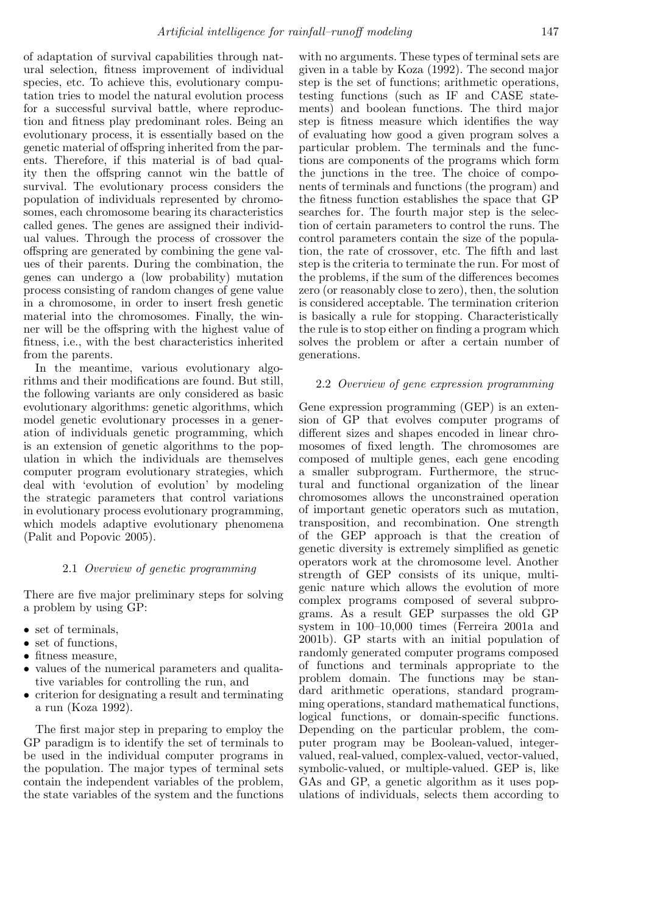of adaptation of survival capabilities through natural selection, fitness improvement of individual species, etc. To achieve this, evolutionary computation tries to model the natural evolution process for a successful survival battle, where reproduction and fitness play predominant roles. Being an evolutionary process, it is essentially based on the genetic material of offspring inherited from the parents. Therefore, if this material is of bad quality then the offspring cannot win the battle of survival. The evolutionary process considers the population of individuals represented by chromosomes, each chromosome bearing its characteristics called genes. The genes are assigned their individual values. Through the process of crossover the offspring are generated by combining the gene values of their parents. During the combination, the genes can undergo a (low probability) mutation process consisting of random changes of gene value in a chromosome, in order to insert fresh genetic material into the chromosomes. Finally, the winner will be the offspring with the highest value of fitness, i.e., with the best characteristics inherited from the parents.

In the meantime, various evolutionary algorithms and their modifications are found. But still, the following variants are only considered as basic evolutionary algorithms: genetic algorithms, which model genetic evolutionary processes in a generation of individuals genetic programming, which is an extension of genetic algorithms to the population in which the individuals are themselves computer program evolutionary strategies, which deal with 'evolution of evolution' by modeling the strategic parameters that control variations in evolutionary process evolutionary programming, which models adaptive evolutionary phenomena (Palit and Popovic 2005).

### 2.1 *Overview of genetic programming*

There are five major preliminary steps for solving a problem by using GP:

- set of terminals,
- set of functions,
- fitness measure,
- values of the numerical parameters and qualitative variables for controlling the run, and
- criterion for designating a result and terminating a run (Koza 1992).

The first major step in preparing to employ the GP paradigm is to identify the set of terminals to be used in the individual computer programs in the population. The major types of terminal sets contain the independent variables of the problem, the state variables of the system and the functions with no arguments. These types of terminal sets are given in a table by Koza (1992). The second major step is the set of functions; arithmetic operations, testing functions (such as IF and CASE statements) and boolean functions. The third major step is fitness measure which identifies the way of evaluating how good a given program solves a particular problem. The terminals and the functions are components of the programs which form the junctions in the tree. The choice of components of terminals and functions (the program) and the fitness function establishes the space that GP searches for. The fourth major step is the selection of certain parameters to control the runs. The control parameters contain the size of the population, the rate of crossover, etc. The fifth and last step is the criteria to terminate the run. For most of the problems, if the sum of the differences becomes zero (or reasonably close to zero), then, the solution is considered acceptable. The termination criterion is basically a rule for stopping. Characteristically the rule is to stop either on finding a program which solves the problem or after a certain number of generations.

### 2.2 *Overview of gene expression programming*

Gene expression programming (GEP) is an extension of GP that evolves computer programs of different sizes and shapes encoded in linear chromosomes of fixed length. The chromosomes are composed of multiple genes, each gene encoding a smaller subprogram. Furthermore, the structural and functional organization of the linear chromosomes allows the unconstrained operation of important genetic operators such as mutation, transposition, and recombination. One strength of the GEP approach is that the creation of genetic diversity is extremely simplified as genetic operators work at the chromosome level. Another strength of GEP consists of its unique, multigenic nature which allows the evolution of more complex programs composed of several subprograms. As a result GEP surpasses the old GP system in 100–10,000 times (Ferreira 2001a and 2001b). GP starts with an initial population of randomly generated computer programs composed of functions and terminals appropriate to the problem domain. The functions may be standard arithmetic operations, standard programming operations, standard mathematical functions, logical functions, or domain-specific functions. Depending on the particular problem, the computer program may be Boolean-valued, integer-valued, real-valued, complex-valued, vector-valued, symbolic-valued, or multiple-valued. GEP is, like GAs and GP, a genetic algorithm as it uses populations of individuals, selects them according to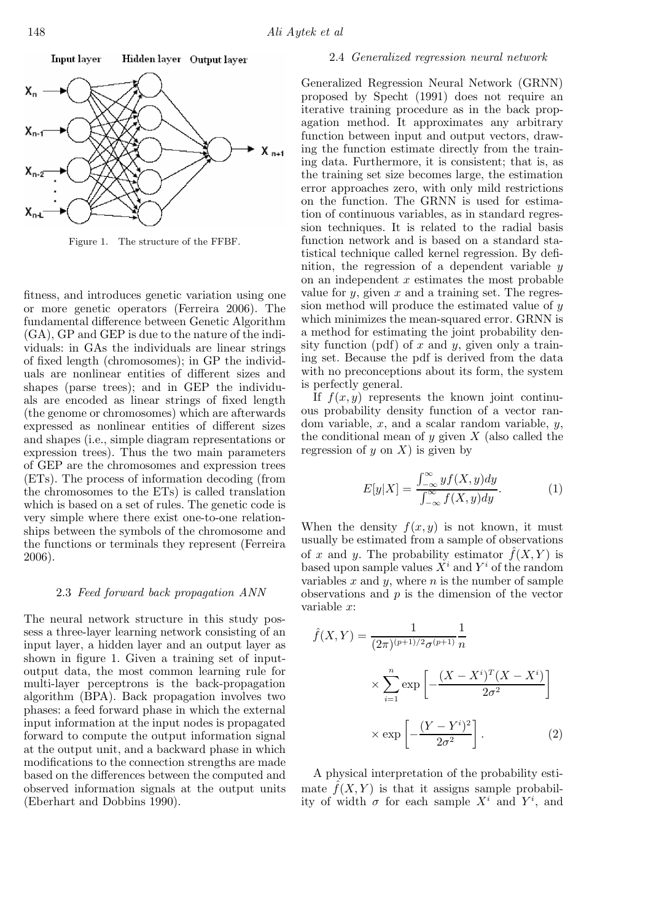Figure 1. The structure of the FFBF.

fitness, and introduces genetic variation using one or more genetic operators (Ferreira 2006). The fundamental difference between Genetic Algorithm (GA), GP and GEP is due to the nature of the individuals: in GAs the individuals are linear strings of fixed length (chromosomes); in GP the individuals are nonlinear entities of different sizes and shapes (parse trees); and in GEP the individuals are encoded as linear strings of fixed length (the genome or chromosomes) which are afterwards expressed as nonlinear entities of different sizes and shapes (i.e., simple diagram representations or expression trees). Thus the two main parameters of GEP are the chromosomes and expression trees (ETs). The process of information decoding (from the chromosomes to the ETs) is called translation which is based on a set of rules. The genetic code is very simple where there exist one-to-one relationships between the symbols of the chromosome and the functions or terminals they represent (Ferreira 2006).

### 2.3 *Feed forward back propagation ANN*

The neural network structure in this study possess a three-layer learning network consisting of an input layer, a hidden layer and an output layer as shown in figure 1. Given a training set of input-output data, the most common learning rule for multi-layer perceptrons is the back-propagation algorithm (BPA). Back propagation involves two phases: a feed forward phase in which the external input information at the input nodes is propagated forward to compute the output information signal at the output unit, and a backward phase in which modifications to the connection strengths are made based on the differences between the computed and observed information signals at the output units (Eberhart and Dobbins 1990).

### 2.4 *Generalized regression neural network*

Generalized Regression Neural Network (GRNN) proposed by Specht (1991) does not require an iterative training procedure as in the back propagation method. It approximates any arbitrary function between input and output vectors, drawing the function estimate directly from the training data. Furthermore, it is consistent; that is, as the training set size becomes large, the estimation error approaches zero, with only mild restrictions on the function. The GRNN is used for estimation of continuous variables, as in standard regression techniques. It is related to the radial basis function network and is based on a standard statistical technique called kernel regression. By definition, the regression of a dependent variable $y$ on an independent $x$ estimates the most probable value for $y$, given $x$ and a training set. The regression method will produce the estimated value of $y$ which minimizes the mean-squared error. GRNN is a method for estimating the joint probability density function (pdf) of $x$ and $y$, given only a training set. Because the pdf is derived from the data with no preconceptions about its form, the system is perfectly general.

If $f(x, y)$ represents the known joint continuous probability density function of a vector random variable, $x$, and a scalar random variable, $y$, the conditional mean of $y$ given $X$ (also called the regression of $y$ on $X$) is given by

$$E[y|X] = \frac{\int_{-\infty}^{\infty} y f(X, y) dy}{\int_{-\infty}^{\infty} f(X, y) dy}. \qquad (1)$$

When the density $f(x, y)$ is not known, it must usually be estimated from a sample of observations of $x$ and $y$. The probability estimator $\hat{f}(X, Y)$ is based upon sample values $X^i$ and $Y^i$ of the random variables $x$ and $y$, where $n$ is the number of sample observations and $p$ is the dimension of the vector variable $x$:

$$\hat{f}(X, Y) = \frac{1}{(2\pi)^{(p+1)/2}\sigma^{(p+1)}} \frac{1}{n} \times \sum_{i=1}^{n} \exp\left[-\frac{(X - X^i)^T (X - X^i)}{2\sigma^2}\right] \times \exp\left[-\frac{(Y - Y^i)^2}{2\sigma^2}\right]. \qquad (2)$$

A physical interpretation of the probability estimate $\hat{f}(X, Y)$ is that it assigns sample probability of width $\sigma$ for each sample $X^i$ and $Y^i$, and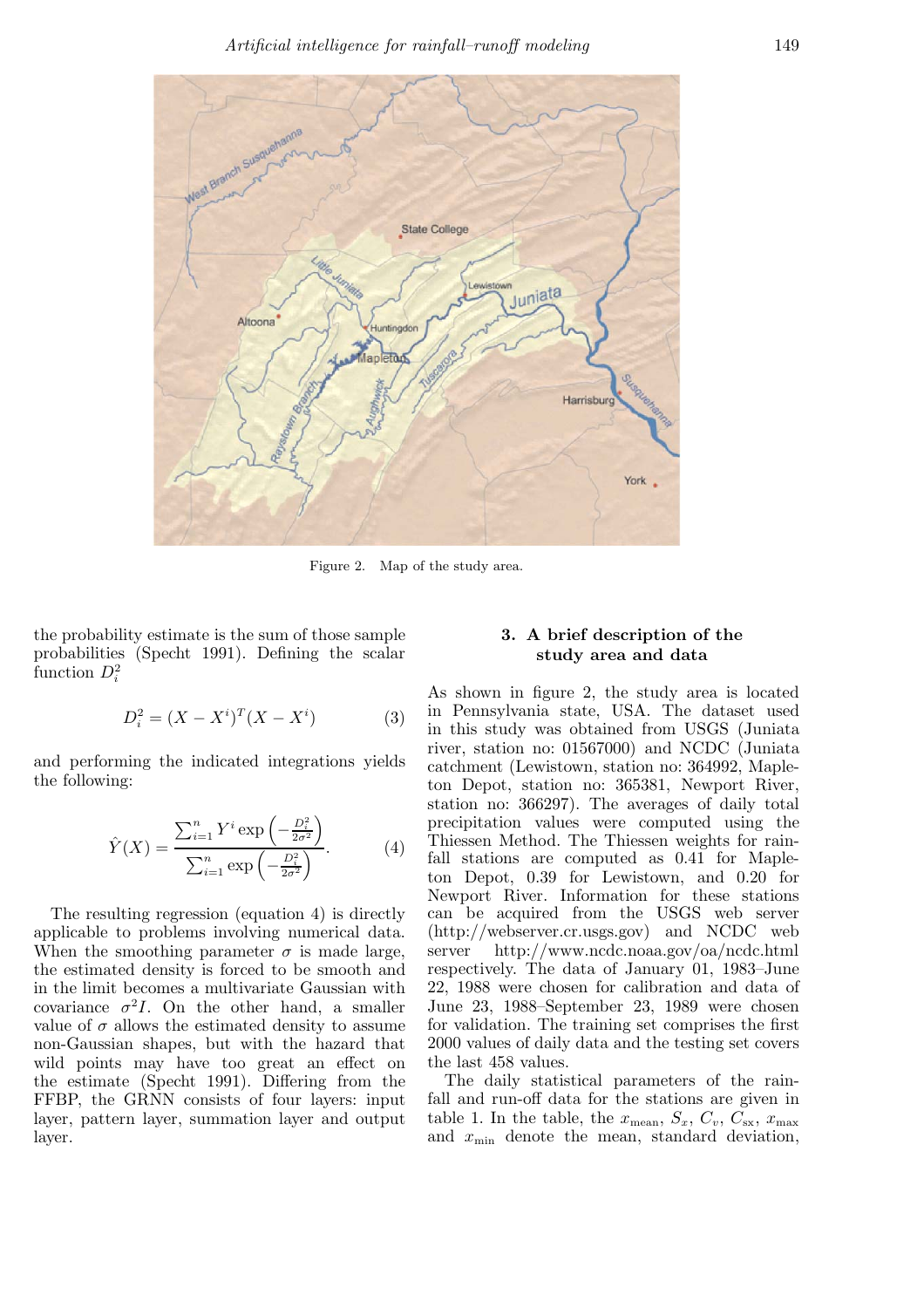Figure 2. Map of the study area.

the probability estimate is the sum of those sample probabilities (Specht 1991). Defining the scalar function $D_i^2$

$$D_i^2 = (X - X^i)^T (X - X^i) \tag{3}$$

and performing the indicated integrations yields the following:

$$\hat{Y}(X) = \frac{\sum_{i=1}^{n} Y^i \exp\left(-\frac{D_i^2}{2\sigma^2}\right)}{\sum_{i=1}^{n} \exp\left(-\frac{D_i^2}{2\sigma^2}\right)}. \tag{4}$$

The resulting regression (equation 4) is directly applicable to problems involving numerical data. When the smoothing parameter $\sigma$ is made large, the estimated density is forced to be smooth and in the limit becomes a multivariate Gaussian with covariance $\sigma^2 I$. On the other hand, a smaller value of $\sigma$ allows the estimated density to assume non-Gaussian shapes, but with the hazard that wild points may have too great an effect on the estimate (Specht 1991). Differing from the FFBP, the GRNN consists of four layers: input layer, pattern layer, summation layer and output layer.

## 3. A brief description of the study area and data

As shown in figure 2, the study area is located in Pennsylvania state, USA. The dataset used in this study was obtained from USGS (Juniata river, station no: 01567000) and NCDC (Juniata catchment (Lewistown, station no: 364992, Mapleton Depot, station no: 365381, Newport River, station no: 366297). The averages of daily total precipitation values were computed using the Thiessen Method. The Thiessen weights for rainfall stations are computed as 0.41 for Mapleton Depot, 0.39 for Lewistown, and 0.20 for Newport River. Information for these stations can be acquired from the USGS web server (http://webserver.cr.usgs.gov) and NCDC web server http://www.ncdc.noaa.gov/oa/ncdc.html respectively. The data of January 01, 1983–June 22, 1988 were chosen for calibration and data of June 23, 1988–September 23, 1989 were chosen for validation. The training set comprises the first 2000 values of daily data and the testing set covers the last 458 values.

The daily statistical parameters of the rainfall and run-off data for the stations are given in table 1. In the table, the $x_{\text{mean}}$, $S_x$, $C_v$, $C_{\text{sx}}$, $x_{\text{max}}$ and $x_{\text{min}}$ denote the mean, standard deviation,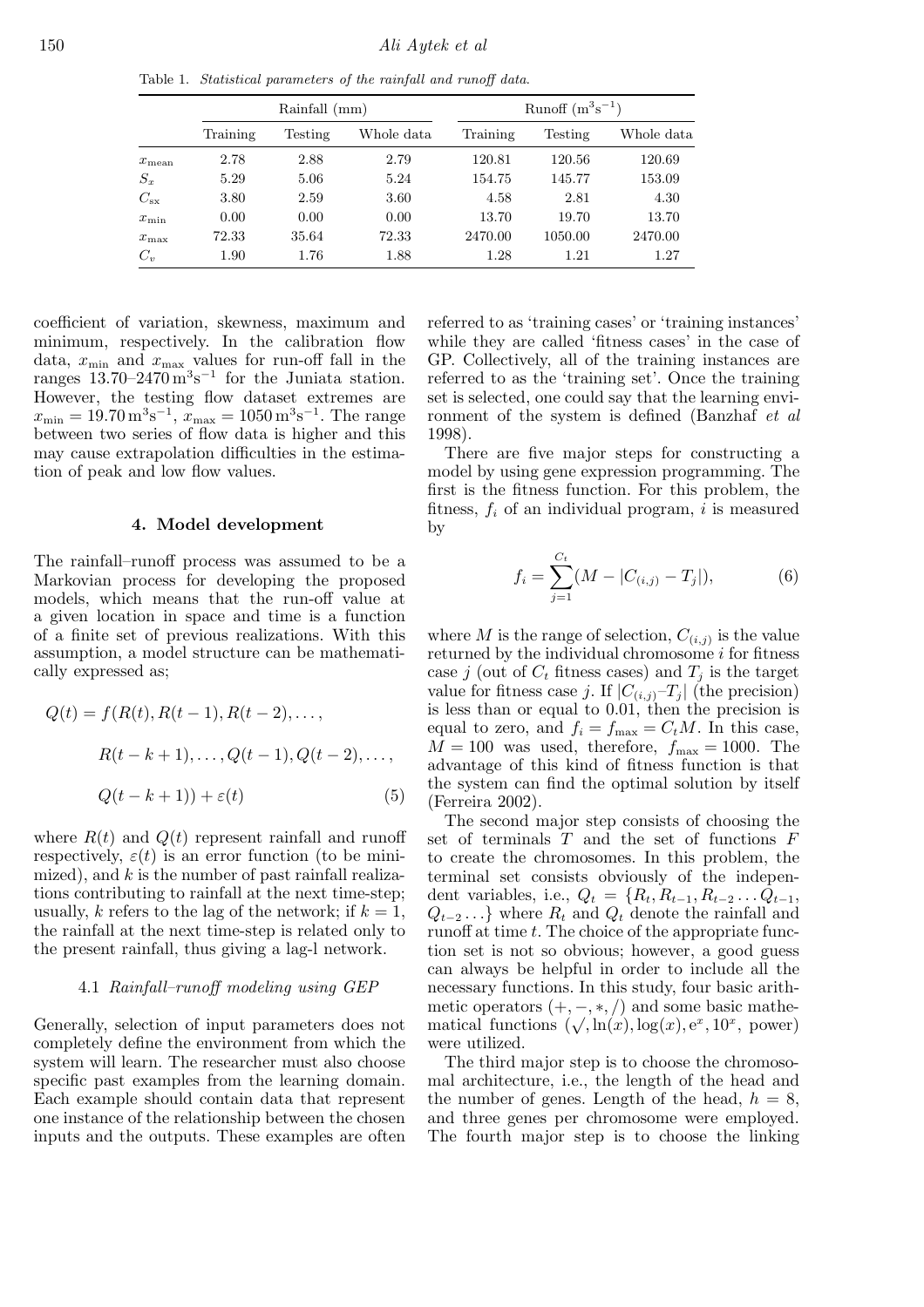Table 1. *Statistical parameters of the rainfall and runoff data.*

| | Rainfall (mm) | | | Runoff ($m^3s^{-1}$) | | |
|---|---|---|---|---|---|---|
| | Training | Testing | Whole data | Training | Testing | Whole data |
| $x_{\text{mean}}$ | 2.78 | 2.88 | 2.79 | 120.81 | 120.56 | 120.69 |
| $S_x$ | 5.29 | 5.06 | 5.24 | 154.75 | 145.77 | 153.09 |
| $C_{\text{sx}}$ | 3.80 | 2.59 | 3.60 | 4.58 | 2.81 | 4.30 |
| $x_{\text{min}}$ | 0.00 | 0.00 | 0.00 | 13.70 | 19.70 | 13.70 |
| $x_{\text{max}}$ | 72.33 | 35.64 | 72.33 | 2470.00 | 1050.00 | 2470.00 |
| $C_v$ | 1.90 | 1.76 | 1.88 | 1.28 | 1.21 | 1.27 |

coefficient of variation, skewness, maximum and minimum, respectively. In the calibration flow data, $x_{\text{min}}$ and $x_{\text{max}}$ values for run-off fall in the ranges 13.70–2470 $\text{m}^3\text{s}^{-1}$ for the Juniata station. However, the testing flow dataset extremes are $x_{\text{min}} = 19.70\,\text{m}^3\text{s}^{-1}$, $x_{\text{max}} = 1050\,\text{m}^3\text{s}^{-1}$. The range between two series of flow data is higher and this may cause extrapolation difficulties in the estimation of peak and low flow values.

## 4. Model development

The rainfall–runoff process was assumed to be a Markovian process for developing the proposed models, which means that the run-off value at a given location in space and time is a function of a finite set of previous realizations. With this assumption, a model structure can be mathematically expressed as;

$$\begin{aligned} Q(t) = f(&R(t), R(t-1), R(t-2), \ldots, \\ &R(t-k+1), \ldots, Q(t-1), Q(t-2), \ldots, \\ &Q(t-k+1)) + \varepsilon(t) \end{aligned} \tag{5}$$

where $R(t)$ and $Q(t)$ represent rainfall and runoff respectively, $\varepsilon(t)$ is an error function (to be minimized), and $k$ is the number of past rainfall realizations contributing to rainfall at the next time-step; usually, $k$ refers to the lag of the network; if $k = 1$, the rainfall at the next time-step is related only to the present rainfall, thus giving a lag-l network.

### 4.1 *Rainfall–runoff modeling using GEP*

Generally, selection of input parameters does not completely define the environment from which the system will learn. The researcher must also choose specific past examples from the learning domain. Each example should contain data that represent one instance of the relationship between the chosen inputs and the outputs. These examples are often referred to as 'training cases' or 'training instances' while they are called 'fitness cases' in the case of GP. Collectively, all of the training instances are referred to as the 'training set'. Once the training set is selected, one could say that the learning environment of the system is defined (Banzhaf *et al* 1998).

There are five major steps for constructing a model by using gene expression programming. The first is the fitness function. For this problem, the fitness, $f_i$ of an individual program, $i$ is measured by

$$f_i = \sum_{j=1}^{C_t} (M - |C_{(i,j)} - T_j|), \tag{6}$$

where $M$ is the range of selection, $C_{(i,j)}$ is the value returned by the individual chromosome $i$ for fitness case $j$ (out of $C_t$ fitness cases) and $T_j$ is the target value for fitness case $j$. If $|C_{(i,j)} - T_j|$ (the precision) is less than or equal to 0.01, then the precision is equal to zero, and $f_i = f_{\text{max}} = C_t M$. In this case, $M = 100$ was used, therefore, $f_{\text{max}} = 1000$. The advantage of this kind of fitness function is that the system can find the optimal solution by itself (Ferreira 2002).

The second major step consists of choosing the set of terminals $T$ and the set of functions $F$ to create the chromosomes. In this problem, the terminal set consists obviously of the independent variables, i.e., $Q_t = \{R_t, R_{t-1}, R_{t-2} \ldots Q_{t-1}, Q_{t-2} \ldots\}$ where $R_t$ and $Q_t$ denote the rainfall and runoff at time $t$. The choice of the appropriate function set is not so obvious; however, a good guess can always be helpful in order to include all the necessary functions. In this study, four basic arithmetic operators $(+, -, *, /)$ and some basic mathematical functions $(\sqrt{\ }, \ln(x), \log(x), e^x, 10^x$, power) were utilized.

The third major step is to choose the chromosomal architecture, i.e., the length of the head and the number of genes. Length of the head, $h = 8$, and three genes per chromosome were employed. The fourth major step is to choose the linking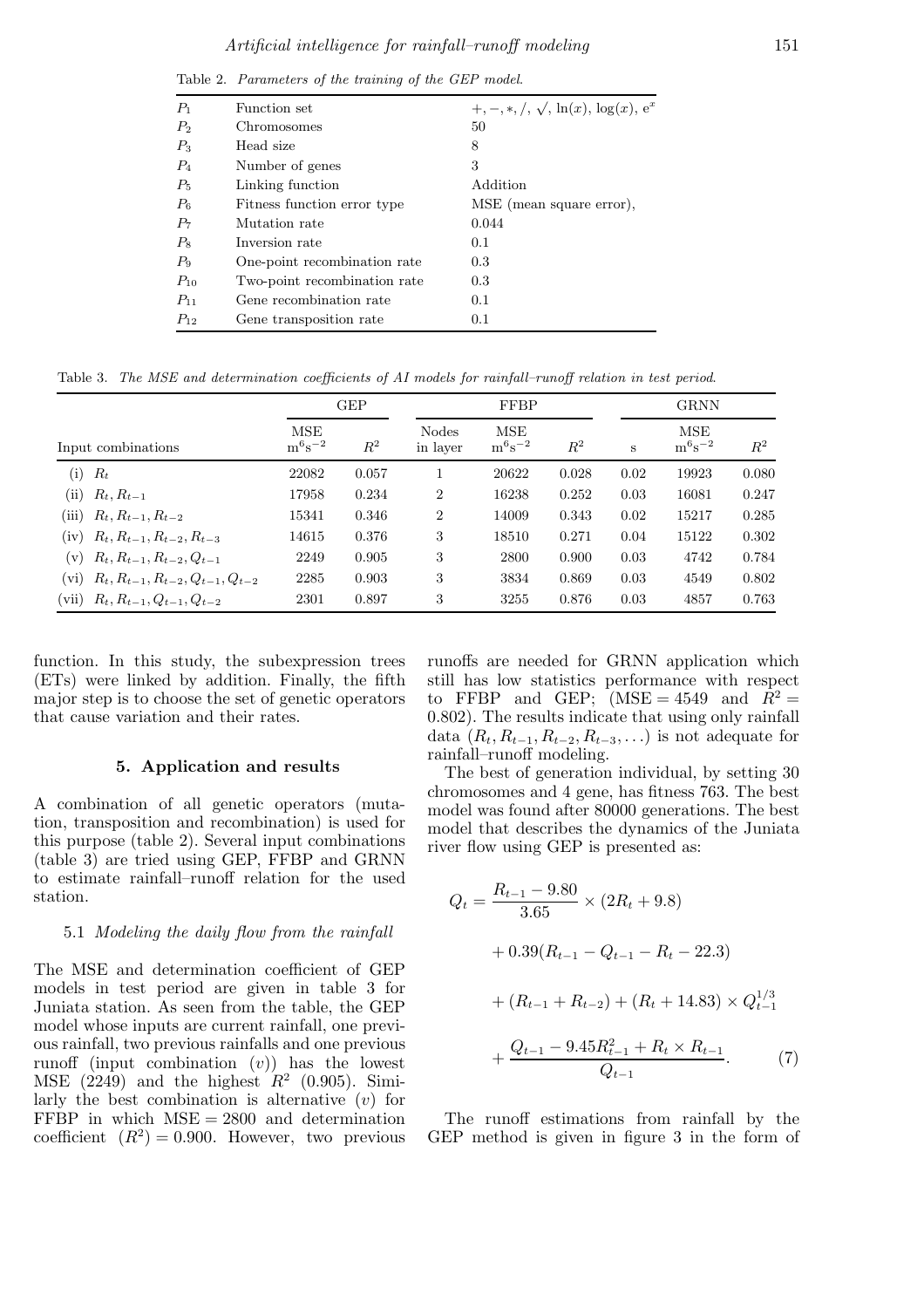Table 2. *Parameters of the training of the GEP model.*

| | | |
|---|---|---|
| $P_1$ | Function set | $+, -, *, /, \sqrt{}, \ln(x), \log(x), e^x$ |
| $P_2$ | Chromosomes | 50 |
| $P_3$ | Head size | 8 |
| $P_4$ | Number of genes | 3 |
| $P_5$ | Linking function | Addition |
| $P_6$ | Fitness function error type | MSE (mean square error), |
| $P_7$ | Mutation rate | 0.044 |
| $P_8$ | Inversion rate | 0.1 |
| $P_9$ | One-point recombination rate | 0.3 |
| $P_{10}$ | Two-point recombination rate | 0.3 |
| $P_{11}$ | Gene recombination rate | 0.1 |
| $P_{12}$ | Gene transposition rate | 0.1 |

Table 3. *The MSE and determination coefficients of AI models for rainfall–runoff relation in test period.*

| | GEP | | FFBP | | | GRNN | | |
|---|---|---|---|---|---|---|---|---|
| Input combinations | MSE $m^6s^{-2}$ | $R^2$ | Nodes in layer | MSE $m^6s^{-2}$ | $R^2$ | s | MSE $m^6s^{-2}$ | $R^2$ |
| (i) $R_t$ | 22082 | 0.057 | 1 | 20622 | 0.028 | 0.02 | 19923 | 0.080 |
| (ii) $R_t, R_{t-1}$ | 17958 | 0.234 | 2 | 16238 | 0.252 | 0.03 | 16081 | 0.247 |
| (iii) $R_t, R_{t-1}, R_{t-2}$ | 15341 | 0.346 | 2 | 14009 | 0.343 | 0.02 | 15217 | 0.285 |
| (iv) $R_t, R_{t-1}, R_{t-2}, R_{t-3}$ | 14615 | 0.376 | 3 | 18510 | 0.271 | 0.04 | 15122 | 0.302 |
| (v) $R_t, R_{t-1}, R_{t-2}, Q_{t-1}$ | 2249 | 0.905 | 3 | 2800 | 0.900 | 0.03 | 4742 | 0.784 |
| (vi) $R_t, R_{t-1}, R_{t-2}, Q_{t-1}, Q_{t-2}$ | 2285 | 0.903 | 3 | 3834 | 0.869 | 0.03 | 4549 | 0.802 |
| (vii) $R_t, R_{t-1}, Q_{t-1}, Q_{t-2}$ | 2301 | 0.897 | 3 | 3255 | 0.876 | 0.03 | 4857 | 0.763 |

function. In this study, the subexpression trees (ETs) were linked by addition. Finally, the fifth major step is to choose the set of genetic operators that cause variation and their rates.

## 5. Application and results

A combination of all genetic operators (mutation, transposition and recombination) is used for this purpose (table 2). Several input combinations (table 3) are tried using GEP, FFBP and GRNN to estimate rainfall–runoff relation for the used station.

### 5.1 *Modeling the daily flow from the rainfall*

The MSE and determination coefficient of GEP models in test period are given in table 3 for Juniata station. As seen from the table, the GEP model whose inputs are current rainfall, one previous rainfall, two previous rainfalls and one previous runoff (input combination ($v$)) has the lowest MSE (2249) and the highest $R^2$ (0.905). Similarly the best combination is alternative ($v$) for FFBP in which $\text{MSE} = 2800$ and determination coefficient ($R^2$) = 0.900. However, two previous runoffs are needed for GRNN application which still has low statistics performance with respect to FFBP and GEP; ($\text{MSE} = 4549$ and $R^2 = 0.802$). The results indicate that using only rainfall data ($R_t, R_{t-1}, R_{t-2}, R_{t-3}, \ldots$) is not adequate for rainfall–runoff modeling.

The best of generation individual, by setting 30 chromosomes and 4 gene, has fitness 763. The best model was found after 80000 generations. The best model that describes the dynamics of the Juniata river flow using GEP is presented as:

$$
\begin{aligned}
Q_t = {} & \frac{R_{t-1} - 9.80}{3.65} \times (2R_t + 9.8) \\
& + 0.39(R_{t-1} - Q_{t-1} - R_t - 22.3) \\
& + (R_{t-1} + R_{t-2}) + (R_t + 14.83) \times Q_{t-1}^{1/3} \\
& + \frac{Q_{t-1} - 9.45R_{t-1}^2 + R_t \times R_{t-1}}{Q_{t-1}}. \qquad (7)
\end{aligned}
$$

The runoff estimations from rainfall by the GEP method is given in figure 3 in the form of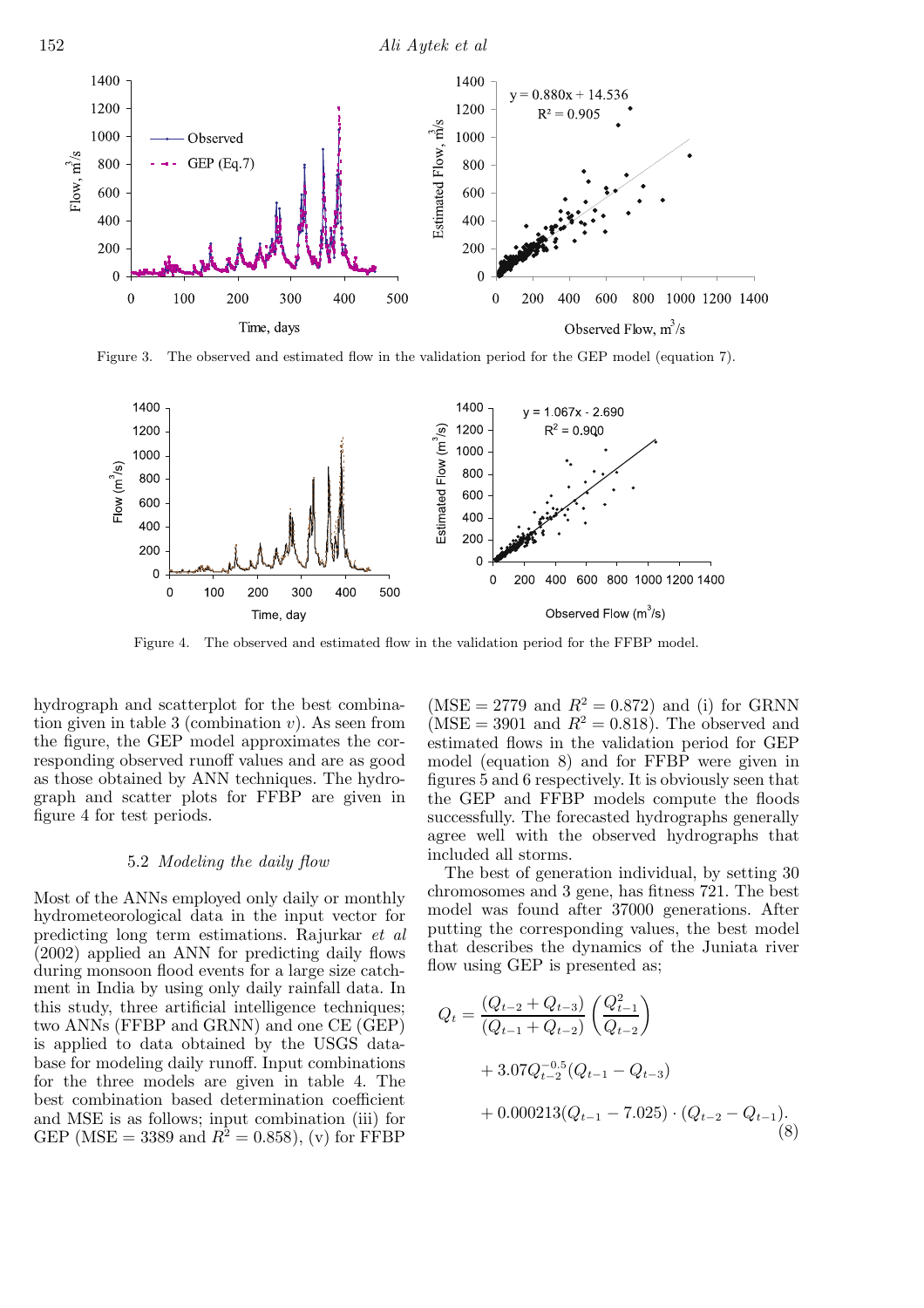Figure 3. The observed and estimated flow in the validation period for the GEP model (equation 7).

Figure 4. The observed and estimated flow in the validation period for the FFBP model.

hydrograph and scatterplot for the best combination given in table 3 (combination *v*). As seen from the figure, the GEP model approximates the corresponding observed runoff values and are as good as those obtained by ANN techniques. The hydrograph and scatter plots for FFBP are given in figure 4 for test periods.

### 5.2 *Modeling the daily flow*

Most of the ANNs employed only daily or monthly hydrometeorological data in the input vector for predicting long term estimations. Rajurkar *et al* (2002) applied an ANN for predicting daily flows during monsoon flood events for a large size catchment in India by using only daily rainfall data. In this study, three artificial intelligence techniques; two ANNs (FFBP and GRNN) and one CE (GEP) is applied to data obtained by the USGS database for modeling daily runoff. Input combinations for the three models are given in table 4. The best combination based determination coefficient and MSE is as follows; input combination (iii) for GEP (MSE = 3389 and $R^2 = 0.858$), (v) for FFBP (MSE = 2779 and $R^2 = 0.872$) and (i) for GRNN (MSE = 3901 and $R^2 = 0.818$). The observed and estimated flows in the validation period for GEP model (equation 8) and for FFBP were given in figures 5 and 6 respectively. It is obviously seen that the GEP and FFBP models compute the floods successfully. The forecasted hydrographs generally agree well with the observed hydrographs that included all storms.

The best of generation individual, by setting 30 chromosomes and 3 gene, has fitness 721. The best model was found after 37000 generations. After putting the corresponding values, the best model that describes the dynamics of the Juniata river flow using GEP is presented as;

$$Q_t = \frac{(Q_{t-2} + Q_{t-3})}{(Q_{t-1} + Q_{t-2})}\left(\frac{Q_{t-1}^2}{Q_{t-2}}\right) + 3.07Q_{t-2}^{-0.5}(Q_{t-1} - Q_{t-3}) + 0.000213(Q_{t-1} - 7.025)\cdot(Q_{t-2} - Q_{t-1}). \tag{8}$$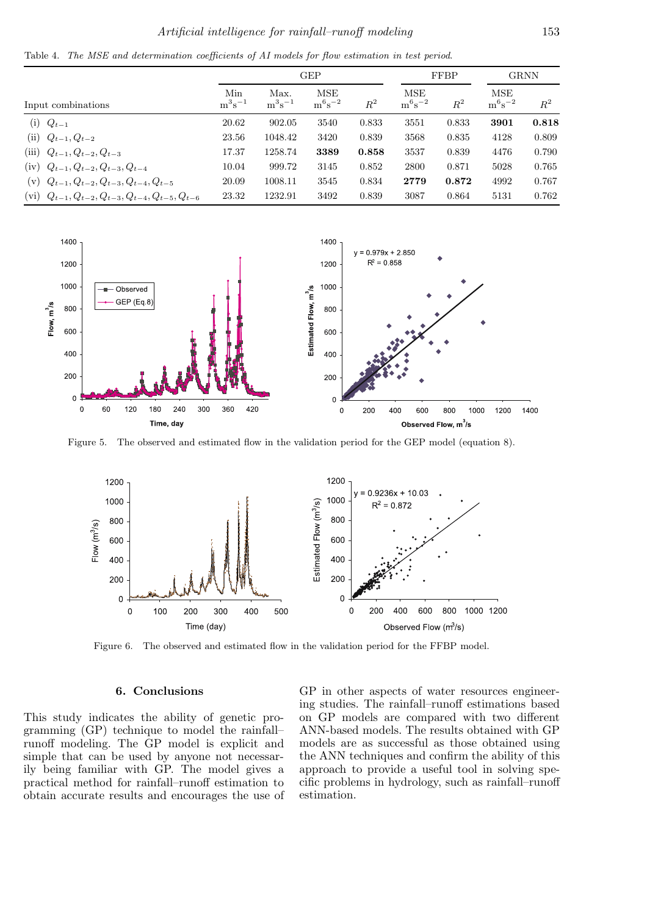Table 4. *The MSE and determination coefficients of AI models for flow estimation in test period.*

| Input combinations | GEP | | | | FFBP | | GRNN | |
|---|---|---|---|---|---|---|---|---|
| | Min $m^3s^{-1}$ | Max. $m^3s^{-1}$ | MSE $m^6s^{-2}$ | $R^2$ | MSE $m^6s^{-2}$ | $R^2$ | MSE $m^6s^{-2}$ | $R^2$ |
| (i) $Q_{t-1}$ | 20.62 | 902.05 | 3540 | 0.833 | 3551 | 0.833 | **3901** | **0.818** |
| (ii) $Q_{t-1}, Q_{t-2}$ | 23.56 | 1048.42 | 3420 | 0.839 | 3568 | 0.835 | 4128 | 0.809 |
| (iii) $Q_{t-1}, Q_{t-2}, Q_{t-3}$ | 17.37 | 1258.74 | **3389** | **0.858** | 3537 | 0.839 | 4476 | 0.790 |
| (iv) $Q_{t-1}, Q_{t-2}, Q_{t-3}, Q_{t-4}$ | 10.04 | 999.72 | 3145 | 0.852 | 2800 | 0.871 | 5028 | 0.765 |
| (v) $Q_{t-1}, Q_{t-2}, Q_{t-3}, Q_{t-4}, Q_{t-5}$ | 20.09 | 1008.11 | 3545 | 0.834 | **2779** | **0.872** | 4992 | 0.767 |
| (vi) $Q_{t-1}, Q_{t-2}, Q_{t-3}, Q_{t-4}, Q_{t-5}, Q_{t-6}$ | 23.32 | 1232.91 | 3492 | 0.839 | 3087 | 0.864 | 5131 | 0.762 |

Figure 5. The observed and estimated flow in the validation period for the GEP model (equation 8).

Figure 6. The observed and estimated flow in the validation period for the FFBP model.

## 6. Conclusions

This study indicates the ability of genetic programming (GP) technique to model the rainfall–runoff modeling. The GP model is explicit and simple that can be used by anyone not necessarily being familiar with GP. The model gives a practical method for rainfall–runoff estimation to obtain accurate results and encourages the use of GP in other aspects of water resources engineering studies. The rainfall–runoff estimations based on GP models are compared with two different ANN-based models. The results obtained with GP models are as successful as those obtained using the ANN techniques and confirm the ability of this approach to provide a useful tool in solving specific problems in hydrology, such as rainfall–runoff estimation.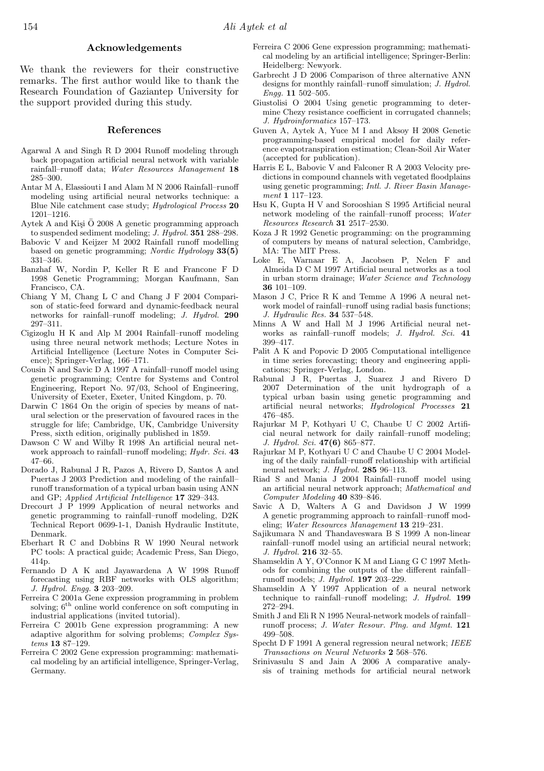## Acknowledgements

We thank the reviewers for their constructive remarks. The first author would like to thank the Research Foundation of Gaziantep University for the support provided during this study.

## References

Agarwal A and Singh R D 2004 Runoff modeling through back propagation artificial neural network with variable rainfall–runoff data; *Water Resources Management* **18** 285–300.

Antar M A, Elassiouti I and Alam M N 2006 Rainfall–runoff modeling using artificial neural networks technique: a Blue Nile catchment case study; *Hydrological Process* **20** 1201–1216.

Aytek A and Kişi Ö 2008 A genetic programming approach to suspended sediment modeling; *J. Hydrol.* **351** 288–298.

Babovic V and Keijzer M 2002 Rainfall runoff modelling based on genetic programming; *Nordic Hydrology* **33(5)** 331–346.

Banzhaf W, Nordin P, Keller R E and Francone F D 1998 Genetic Programming; Morgan Kaufmann, San Francisco, CA.

Chiang Y M, Chang L C and Chang J F 2004 Comparison of static-feed forward and dynamic-feedback neural networks for rainfall–runoff modeling; *J. Hydrol.* **290** 297–311.

Cigizoglu H K and Alp M 2004 Rainfall–runoff modeling using three neural network methods; Lecture Notes in Artificial Intelligence (Lecture Notes in Computer Science); Springer-Verlag, 166–171.

Cousin N and Savic D A 1997 A rainfall–runoff model using genetic programming; Centre for Systems and Control Engineering, Report No. 97/03, School of Engineering, University of Exeter, Exeter, United Kingdom, p. 70.

Darwin C 1864 On the origin of species by means of natural selection or the preservation of favoured races in the struggle for life; Cambridge, UK, Cambridge University Press, sixth edition, originally published in 1859.

Dawson C W and Wilby R 1998 An artificial neural network approach to rainfall–runoff modeling; *Hydr. Sci.* **43** 47–66.

Dorado J, Rabunal J R, Pazos A, Rivero D, Santos A and Puertas J 2003 Prediction and modeling of the rainfall–runoff transformation of a typical urban basin using ANN and GP; *Applied Artificial Intelligence* **17** 329–343.

Drecourt J P 1999 Application of neural networks and genetic programming to rainfall–runoff modeling, D2K Technical Report 0699-1-1, Danish Hydraulic Institute, Denmark.

Eberhart R C and Dobbins R W 1990 Neural network PC tools: A practical guide; Academic Press, San Diego, 414p.

Fernando D A K and Jayawardena A W 1998 Runoff forecasting using RBF networks with OLS algorithm; *J. Hydrol. Engg.* **3** 203–209.

Ferreira C 2001a Gene expression programming in problem solving; 6th online world conference on soft computing in industrial applications (invited tutorial).

Ferreira C 2001b Gene expression programming: A new adaptive algorithm for solving problems; *Complex Systems* **13** 87–129.

Ferreira C 2002 Gene expression programming: mathematical modeling by an artificial intelligence, Springer-Verlag, Germany.

Ferreira C 2006 Gene expression programming; mathematical modeling by an artificial intelligence; Springer-Berlin: Heidelberg: Newyork.

Garbrecht J D 2006 Comparison of three alternative ANN designs for monthly rainfall–runoff simulation; *J. Hydrol. Engg.* **11** 502–505.

Giustolisi O 2004 Using genetic programming to determine Chezy resistance coefficient in corrugated channels; *J. Hydroinformatics* 157–173.

Guven A, Aytek A, Yuce M I and Aksoy H 2008 Genetic programming-based empirical model for daily reference evapotranspiration estimation; Clean-Soil Air Water (accepted for publication).

Harris E L, Babovic V and Falconer R A 2003 Velocity predictions in compound channels with vegetated floodplains using genetic programming; *Intl. J. River Basin Management* **1** 117–123.

Hsu K, Gupta H V and Sorooshian S 1995 Artificial neural network modeling of the rainfall–runoff process; *Water Resources Research* **31** 2517–2530.

Koza J R 1992 Genetic programming: on the programming of computers by means of natural selection, Cambridge, MA: The MIT Press.

Loke E, Warnaar E A, Jacobsen P, Nelen F and Almeida D C M 1997 Artificial neural networks as a tool in urban storm drainage; *Water Science and Technology* **36** 101–109.

Mason J C, Price R K and Temme A 1996 A neural network model of rainfall–runoff using radial basis functions; *J. Hydraulic Res.* **34** 537–548.

Minns A W and Hall M J 1996 Artificial neural networks as rainfall–runoff models; *J. Hydrol. Sci.* **41** 399–417.

Palit A K and Popovic D 2005 Computational intelligence in time series forecasting; theory and engineering applications; Springer-Verlag, London.

Rabunal J R, Puertas J, Suarez J and Rivero D 2007 Determination of the unit hydrograph of a typical urban basin using genetic programming and artificial neural networks; *Hydrological Processes* **21** 476–485.

Rajurkar M P, Kothyari U C, Chaube U C 2002 Artificial neural network for daily rainfall–runoff modeling; *J. Hydrol. Sci.* **47(6)** 865–877.

Rajurkar M P, Kothyari U C and Chaube U C 2004 Modeling of the daily rainfall–runoff relationship with artificial neural network; *J. Hydrol.* **285** 96–113.

Riad S and Mania J 2004 Rainfall–runoff model using an artificial neural network approach; *Mathematical and Computer Modeling* **40** 839–846.

Savic A D, Walters A G and Davidson J W 1999 A genetic programming approach to rainfall–runoff modeling; *Water Resources Management* **13** 219–231.

Sajikumara N and Thandaveswara B S 1999 A non-linear rainfall–runoff model using an artificial neural network; *J. Hydrol.* **216** 32–55.

Shamseldin A Y, O'Connor K M and Liang G C 1997 Methods for combining the outputs of the different rainfall–runoff models; *J. Hydrol.* **197** 203–229.

Shamseldin A Y 1997 Application of a neural network technique to rainfall–runoff modeling; *J. Hydrol.* **199** 272–294.

Smith J and Eli R N 1995 Neural-network models of rainfall–runoff process; *J. Water Resour. Plng. and Mgmt.* **121** 499–508.

Specht D F 1991 A general regression neural network; *IEEE Transactions on Neural Networks* **2** 568–576.

Srinivasulu S and Jain A 2006 A comparative analysis of training methods for artificial neural network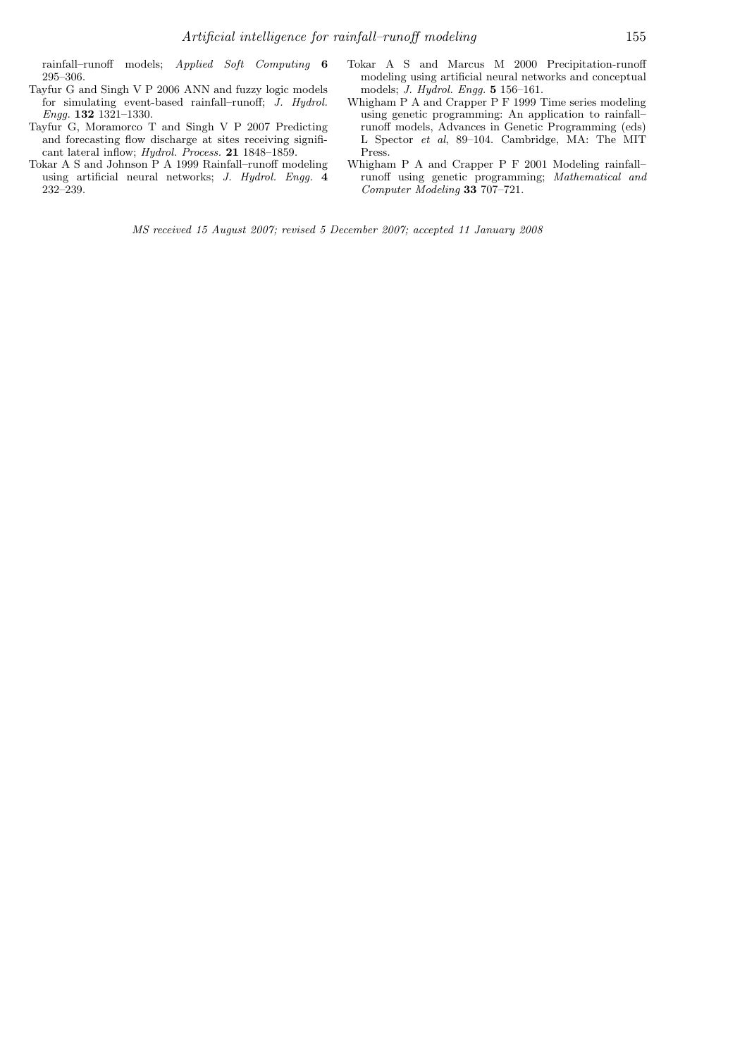rainfall–runoff models; *Applied Soft Computing* **6** 295–306.

Tayfur G and Singh V P 2006 ANN and fuzzy logic models for simulating event-based rainfall–runoff; *J. Hydrol. Engg.* **132** 1321–1330.

Tayfur G, Moramorco T and Singh V P 2007 Predicting and forecasting flow discharge at sites receiving significant lateral inflow; *Hydrol. Process.* **21** 1848–1859.

Tokar A S and Johnson P A 1999 Rainfall–runoff modeling using artificial neural networks; *J. Hydrol. Engg.* **4** 232–239.

Tokar A S and Marcus M 2000 Precipitation-runoff modeling using artificial neural networks and conceptual models; *J. Hydrol. Engg.* **5** 156–161.

Whigham P A and Crapper P F 1999 Time series modeling using genetic programming: An application to rainfall–runoff models, Advances in Genetic Programming (eds) L Spector *et al*, 89–104. Cambridge, MA: The MIT Press.

Whigham P A and Crapper P F 2001 Modeling rainfall–runoff using genetic programming; *Mathematical and Computer Modeling* **33** 707–721.

*MS received 15 August 2007; revised 5 December 2007; accepted 11 January 2008*